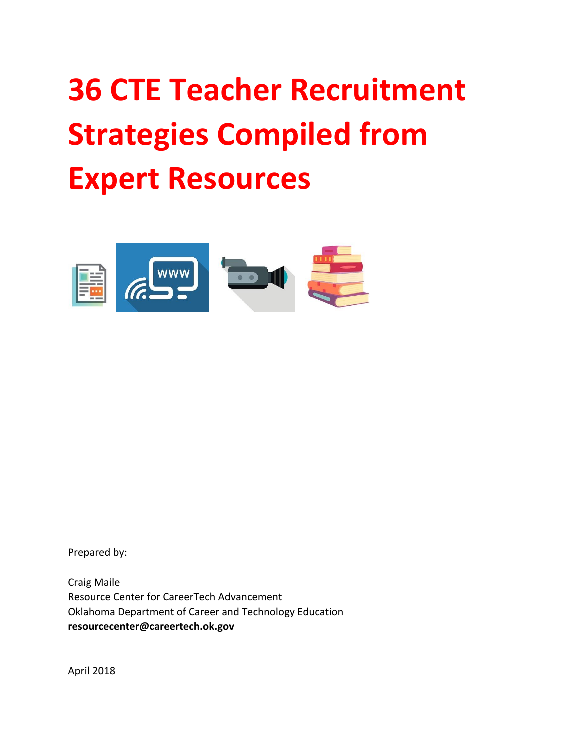# 36 CTE Teacher Recruitment Strategies Compiled from Expert Resources

Prepared by:

Craig Maile
Resource Center for CareerTech Advancement
Oklahoma Department of Career and Technology Education
**resourcecenter@careertech.ok.gov**

April 2018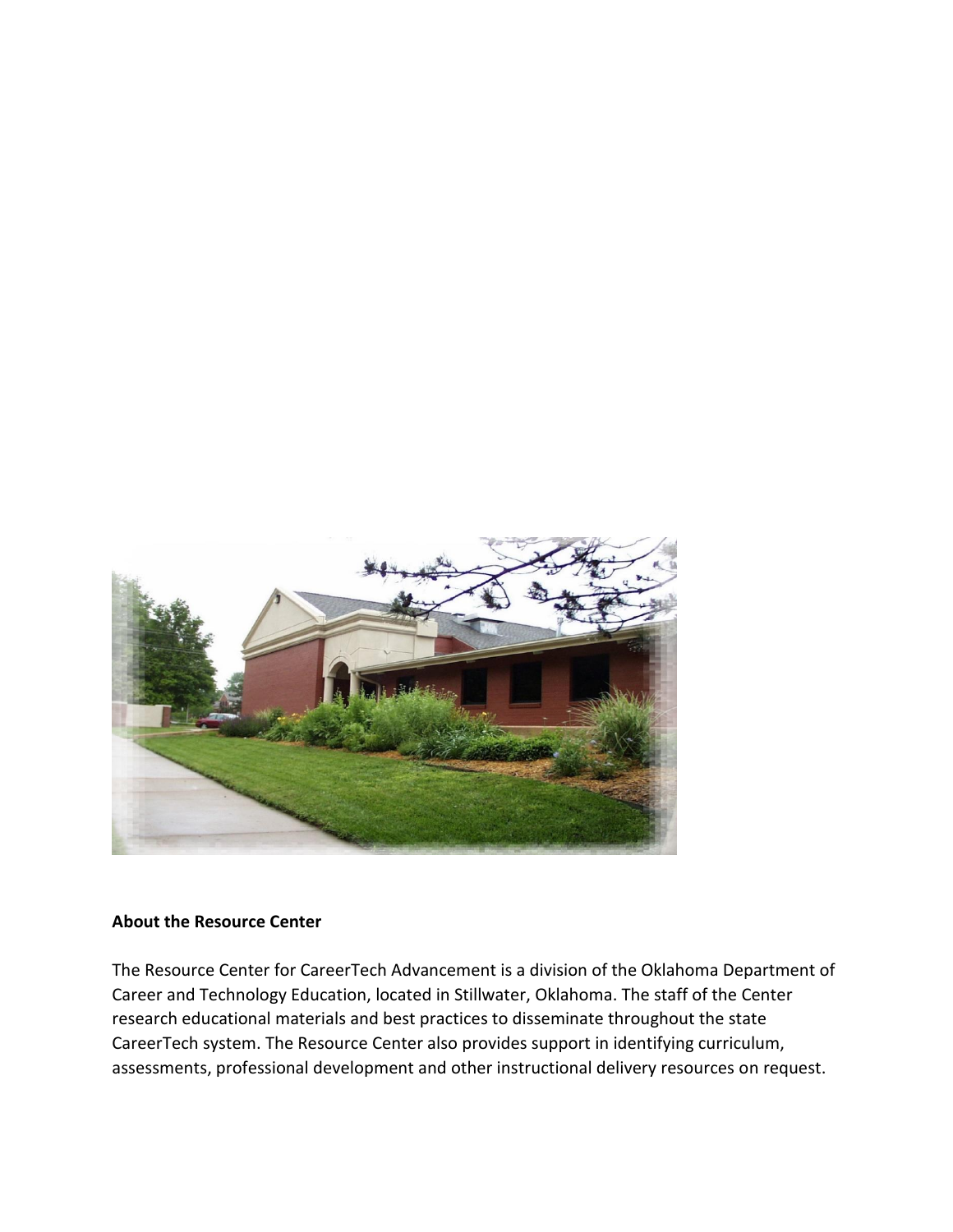**About the Resource Center**

The Resource Center for CareerTech Advancement is a division of the Oklahoma Department of Career and Technology Education, located in Stillwater, Oklahoma. The staff of the Center research educational materials and best practices to disseminate throughout the state CareerTech system. The Resource Center also provides support in identifying curriculum, assessments, professional development and other instructional delivery resources on request.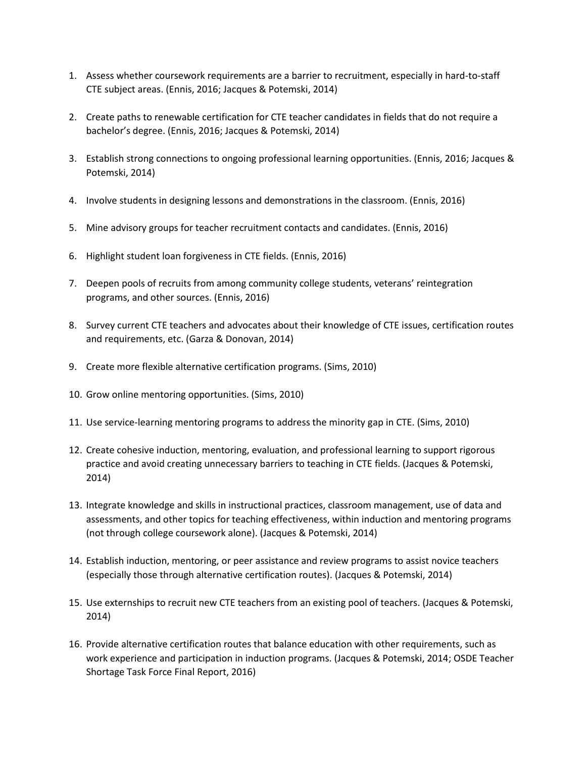1. Assess whether coursework requirements are a barrier to recruitment, especially in hard-to-staff CTE subject areas. (Ennis, 2016; Jacques & Potemski, 2014)

2. Create paths to renewable certification for CTE teacher candidates in fields that do not require a bachelor's degree. (Ennis, 2016; Jacques & Potemski, 2014)

3. Establish strong connections to ongoing professional learning opportunities. (Ennis, 2016; Jacques & Potemski, 2014)

4. Involve students in designing lessons and demonstrations in the classroom. (Ennis, 2016)

5. Mine advisory groups for teacher recruitment contacts and candidates. (Ennis, 2016)

6. Highlight student loan forgiveness in CTE fields. (Ennis, 2016)

7. Deepen pools of recruits from among community college students, veterans' reintegration programs, and other sources. (Ennis, 2016)

8. Survey current CTE teachers and advocates about their knowledge of CTE issues, certification routes and requirements, etc. (Garza & Donovan, 2014)

9. Create more flexible alternative certification programs. (Sims, 2010)

10. Grow online mentoring opportunities. (Sims, 2010)

11. Use service-learning mentoring programs to address the minority gap in CTE. (Sims, 2010)

12. Create cohesive induction, mentoring, evaluation, and professional learning to support rigorous practice and avoid creating unnecessary barriers to teaching in CTE fields. (Jacques & Potemski, 2014)

13. Integrate knowledge and skills in instructional practices, classroom management, use of data and assessments, and other topics for teaching effectiveness, within induction and mentoring programs (not through college coursework alone). (Jacques & Potemski, 2014)

14. Establish induction, mentoring, or peer assistance and review programs to assist novice teachers (especially those through alternative certification routes). (Jacques & Potemski, 2014)

15. Use externships to recruit new CTE teachers from an existing pool of teachers. (Jacques & Potemski, 2014)

16. Provide alternative certification routes that balance education with other requirements, such as work experience and participation in induction programs. (Jacques & Potemski, 2014; OSDE Teacher Shortage Task Force Final Report, 2016)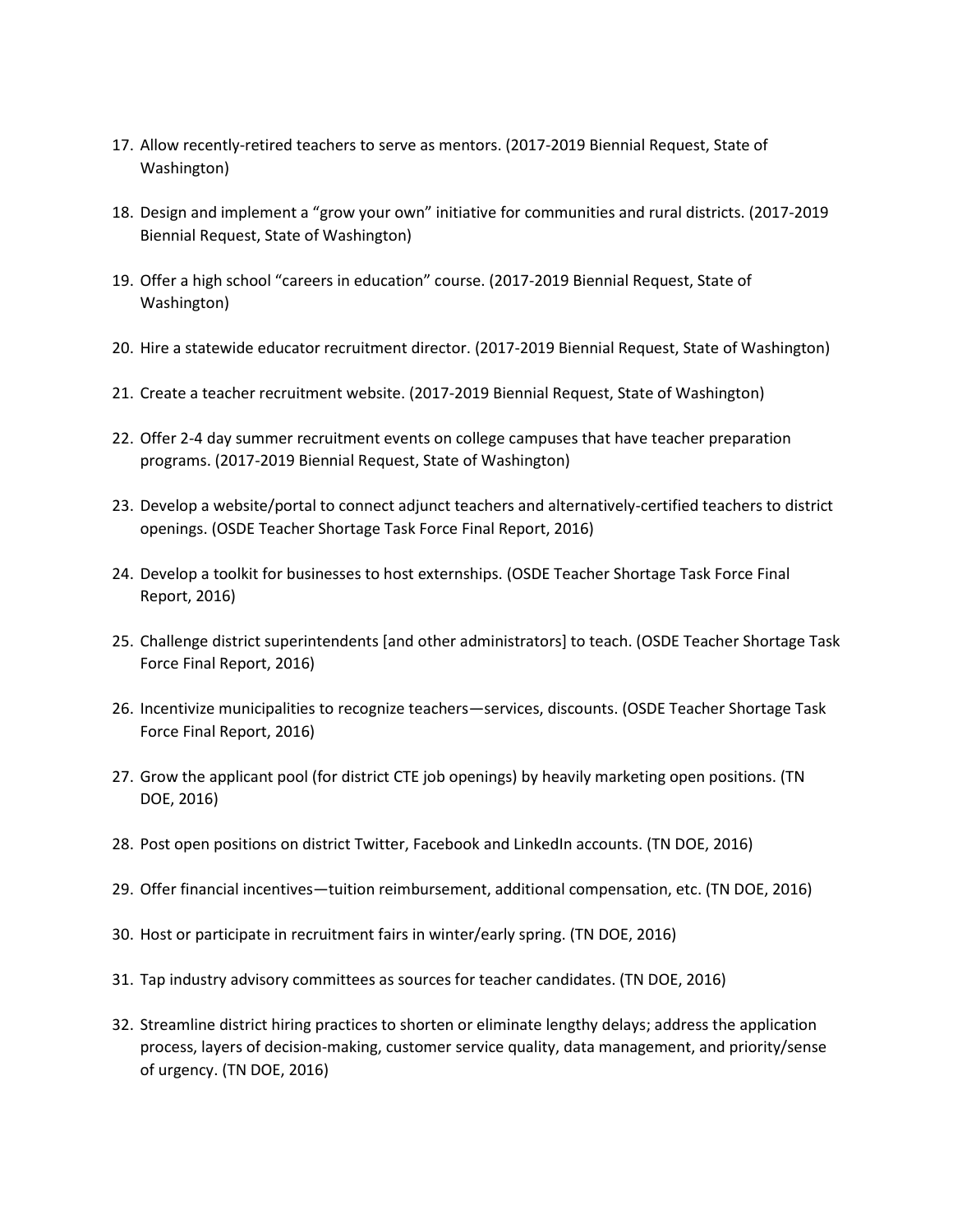17. Allow recently-retired teachers to serve as mentors. (2017-2019 Biennial Request, State of Washington)

18. Design and implement a “grow your own” initiative for communities and rural districts. (2017-2019 Biennial Request, State of Washington)

19. Offer a high school “careers in education” course. (2017-2019 Biennial Request, State of Washington)

20. Hire a statewide educator recruitment director. (2017-2019 Biennial Request, State of Washington)

21. Create a teacher recruitment website. (2017-2019 Biennial Request, State of Washington)

22. Offer 2-4 day summer recruitment events on college campuses that have teacher preparation programs. (2017-2019 Biennial Request, State of Washington)

23. Develop a website/portal to connect adjunct teachers and alternatively-certified teachers to district openings. (OSDE Teacher Shortage Task Force Final Report, 2016)

24. Develop a toolkit for businesses to host externships. (OSDE Teacher Shortage Task Force Final Report, 2016)

25. Challenge district superintendents [and other administrators] to teach. (OSDE Teacher Shortage Task Force Final Report, 2016)

26. Incentivize municipalities to recognize teachers—services, discounts. (OSDE Teacher Shortage Task Force Final Report, 2016)

27. Grow the applicant pool (for district CTE job openings) by heavily marketing open positions. (TN DOE, 2016)

28. Post open positions on district Twitter, Facebook and LinkedIn accounts. (TN DOE, 2016)

29. Offer financial incentives—tuition reimbursement, additional compensation, etc. (TN DOE, 2016)

30. Host or participate in recruitment fairs in winter/early spring. (TN DOE, 2016)

31. Tap industry advisory committees as sources for teacher candidates. (TN DOE, 2016)

32. Streamline district hiring practices to shorten or eliminate lengthy delays; address the application process, layers of decision-making, customer service quality, data management, and priority/sense of urgency. (TN DOE, 2016)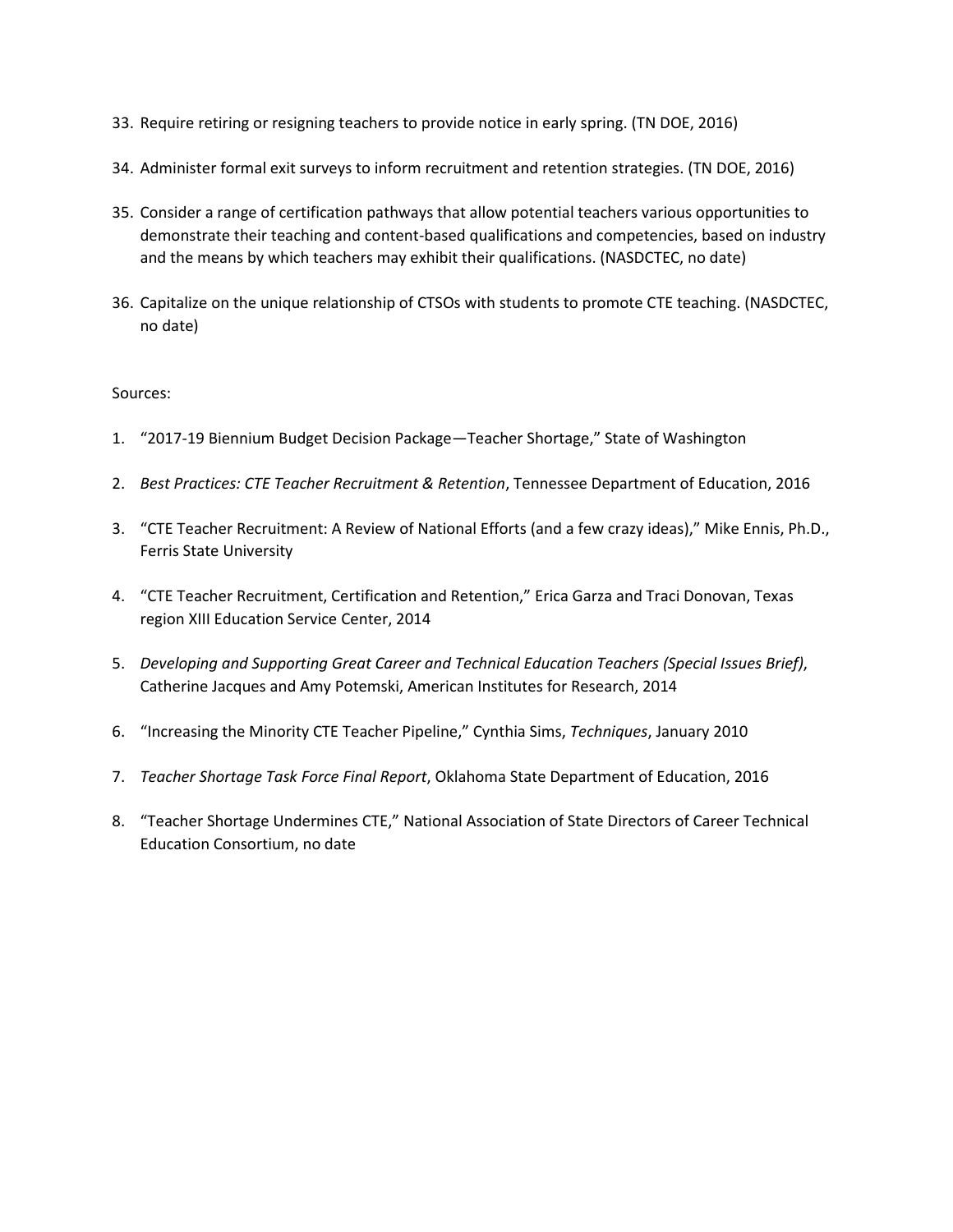33. Require retiring or resigning teachers to provide notice in early spring. (TN DOE, 2016)

34. Administer formal exit surveys to inform recruitment and retention strategies. (TN DOE, 2016)

35. Consider a range of certification pathways that allow potential teachers various opportunities to demonstrate their teaching and content-based qualifications and competencies, based on industry and the means by which teachers may exhibit their qualifications. (NASDCTEC, no date)

36. Capitalize on the unique relationship of CTSOs with students to promote CTE teaching. (NASDCTEC, no date)

Sources:

1. "2017-19 Biennium Budget Decision Package—Teacher Shortage," State of Washington

2. *Best Practices: CTE Teacher Recruitment & Retention*, Tennessee Department of Education, 2016

3. "CTE Teacher Recruitment: A Review of National Efforts (and a few crazy ideas)," Mike Ennis, Ph.D., Ferris State University

4. "CTE Teacher Recruitment, Certification and Retention," Erica Garza and Traci Donovan, Texas region XIII Education Service Center, 2014

5. *Developing and Supporting Great Career and Technical Education Teachers (Special Issues Brief)*, Catherine Jacques and Amy Potemski, American Institutes for Research, 2014

6. "Increasing the Minority CTE Teacher Pipeline," Cynthia Sims, *Techniques*, January 2010

7. *Teacher Shortage Task Force Final Report*, Oklahoma State Department of Education, 2016

8. "Teacher Shortage Undermines CTE," National Association of State Directors of Career Technical Education Consortium, no date